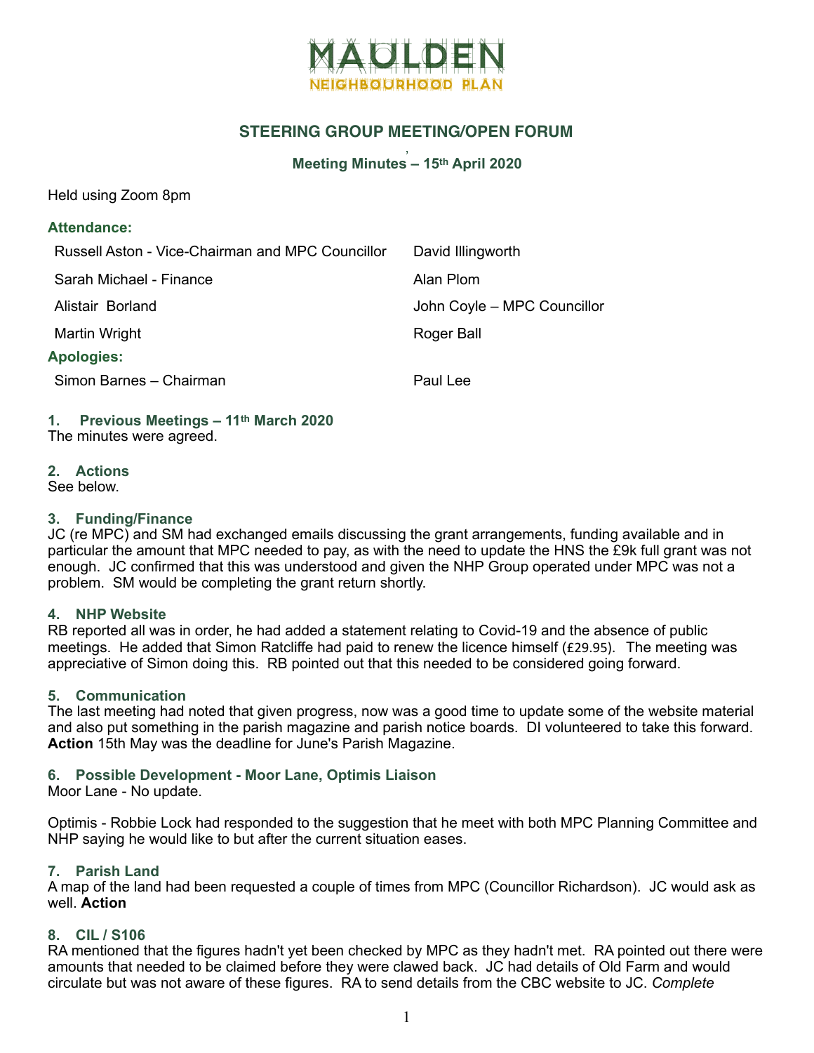# MAULDEN
## NEIGHBOURHOOD PLAN

## STEERING GROUP MEETING/OPEN FORUM

### Meeting Minutes – 15th April 2020

Held using Zoom 8pm

**Attendance:**

| | |
|---|---|
| Russell Aston - Vice-Chairman and MPC Councillor | David Illingworth |
| Sarah Michael - Finance | Alan Plom |
| Alistair Borland | John Coyle – MPC Councillor |
| Martin Wright | Roger Ball |

**Apologies:**

| | |
|---|---|
| Simon Barnes – Chairman | Paul Lee |

### 1. Previous Meetings – 11th March 2020

The minutes were agreed.

### 2. Actions

See below.

### 3. Funding/Finance

JC (re MPC) and SM had exchanged emails discussing the grant arrangements, funding available and in particular the amount that MPC needed to pay, as with the need to update the HNS the £9k full grant was not enough. JC confirmed that this was understood and given the NHP Group operated under MPC was not a problem. SM would be completing the grant return shortly.

### 4. NHP Website

RB reported all was in order, he had added a statement relating to Covid-19 and the absence of public meetings. He added that Simon Ratcliffe had paid to renew the licence himself (£29.95). The meeting was appreciative of Simon doing this. RB pointed out that this needed to be considered going forward.

### 5. Communication

The last meeting had noted that given progress, now was a good time to update some of the website material and also put something in the parish magazine and parish notice boards. DI volunteered to take this forward. **Action** 15th May was the deadline for June's Parish Magazine.

### 6. Possible Development - Moor Lane, Optimis Liaison

Moor Lane - No update.

Optimis - Robbie Lock had responded to the suggestion that he meet with both MPC Planning Committee and NHP saying he would like to but after the current situation eases.

### 7. Parish Land

A map of the land had been requested a couple of times from MPC (Councillor Richardson). JC would ask as well. **Action**

### 8. CIL / S106

RA mentioned that the figures hadn't yet been checked by MPC as they hadn't met. RA pointed out there were amounts that needed to be claimed before they were clawed back. JC had details of Old Farm and would circulate but was not aware of these figures. RA to send details from the CBC website to JC. *Complete*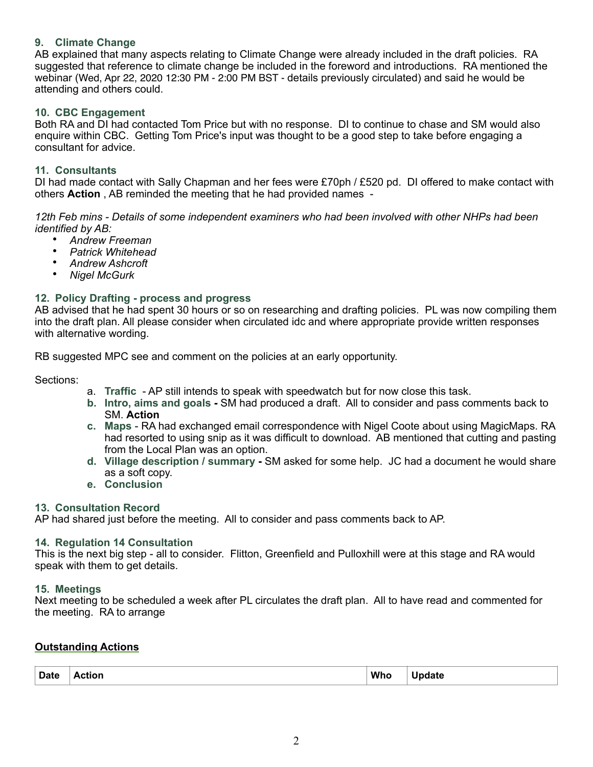### 9. Climate Change

AB explained that many aspects relating to Climate Change were already included in the draft policies. RA suggested that reference to climate change be included in the foreword and introductions. RA mentioned the webinar (Wed, Apr 22, 2020 12:30 PM - 2:00 PM BST - details previously circulated) and said he would be attending and others could.

### 10. CBC Engagement

Both RA and DI had contacted Tom Price but with no response. DI to continue to chase and SM would also enquire within CBC. Getting Tom Price's input was thought to be a good step to take before engaging a consultant for advice.

### 11. Consultants

DI had made contact with Sally Chapman and her fees were £70ph / £520 pd. DI offered to make contact with others **Action** , AB reminded the meeting that he had provided names -

*12th Feb mins - Details of some independent examiners who had been involved with other NHPs had been identified by AB:*

- *Andrew Freeman*
- *Patrick Whitehead*
- *Andrew Ashcroft*
- *Nigel McGurk*

### 12. Policy Drafting - process and progress

AB advised that he had spent 30 hours or so on researching and drafting policies. PL was now compiling them into the draft plan. All please consider when circulated idc and where appropriate provide written responses with alternative wording.

RB suggested MPC see and comment on the policies at an early opportunity.

Sections:

a. **Traffic** - AP still intends to speak with speedwatch but for now close this task.
b. **Intro, aims and goals -** SM had produced a draft. All to consider and pass comments back to SM. **Action**
c. **Maps** - RA had exchanged email correspondence with Nigel Coote about using MagicMaps. RA had resorted to using snip as it was difficult to download. AB mentioned that cutting and pasting from the Local Plan was an option.
d. **Village description / summary -** SM asked for some help. JC had a document he would share as a soft copy.
e. **Conclusion**

### 13. Consultation Record

AP had shared just before the meeting. All to consider and pass comments back to AP.

### 14. Regulation 14 Consultation

This is the next big step - all to consider. Flitton, Greenfield and Pulloxhill were at this stage and RA would speak with them to get details.

### 15. Meetings

Next meeting to be scheduled a week after PL circulates the draft plan. All to have read and commented for the meeting. RA to arrange

## Outstanding Actions

| Date | Action | Who | Update |
|---|---|---|---|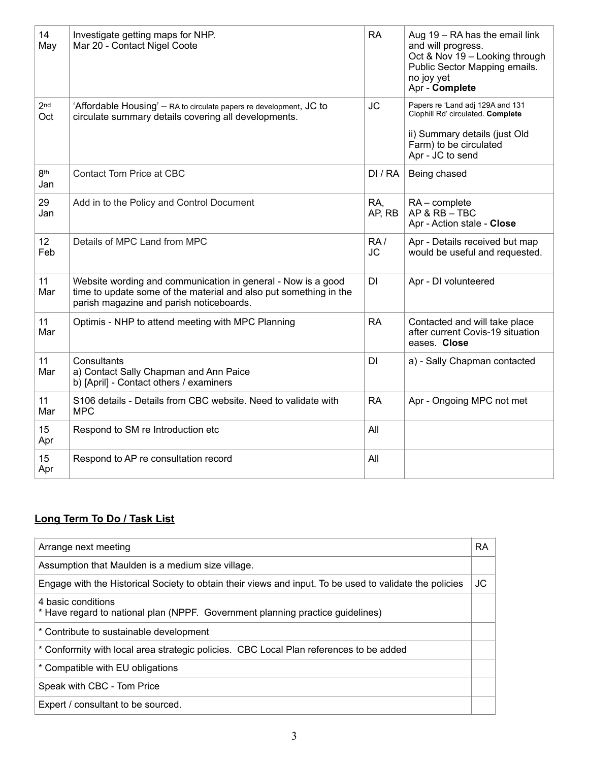| | | | |
|---|---|---|---|
| 14 May | Investigate getting maps for NHP.<br>Mar 20 - Contact Nigel Coote | RA | Aug 19 – RA has the email link and will progress.<br>Oct & Nov 19 – Looking through Public Sector Mapping emails. no joy yet<br>Apr - **Complete** |
| 2nd Oct | 'Affordable Housing' – RA to circulate papers re development, JC to circulate summary details covering all developments. | JC | Papers re 'Land adj 129A and 131 Clophill Rd' circulated. **Complete**<br><br>ii) Summary details (just Old Farm) to be circulated<br>Apr - JC to send |
| 8th Jan | Contact Tom Price at CBC | DI / RA | Being chased |
| 29 Jan | Add in to the Policy and Control Document | RA, AP, RB | RA – complete<br>AP & RB – TBC<br>Apr - Action stale - **Close** |
| 12 Feb | Details of MPC Land from MPC | RA / JC | Apr - Details received but map would be useful and requested. |
| 11 Mar | Website wording and communication in general - Now is a good time to update some of the material and also put something in the parish magazine and parish noticeboards. | DI | Apr - DI volunteered |
| 11 Mar | Optimis - NHP to attend meeting with MPC Planning | RA | Contacted and will take place after current Covis-19 situation eases. **Close** |
| 11 Mar | Consultants<br>a) Contact Sally Chapman and Ann Paice<br>b) [April] - Contact others / examiners | DI | a) - Sally Chapman contacted |
| 11 Mar | S106 details - Details from CBC website. Need to validate with MPC | RA | Apr - Ongoing MPC not met |
| 15 Apr | Respond to SM re Introduction etc | All | |
| 15 Apr | Respond to AP re consultation record | All | |

## Long Term To Do / Task List

| | |
|---|---|
| Arrange next meeting | RA |
| Assumption that Maulden is a medium size village. | |
| Engage with the Historical Society to obtain their views and input. To be used to validate the policies | JC |
| 4 basic conditions<br>* Have regard to national plan (NPPF. Government planning practice guidelines) | |
| * Contribute to sustainable development | |
| * Conformity with local area strategic policies. CBC Local Plan references to be added | |
| * Compatible with EU obligations | |
| Speak with CBC - Tom Price | |
| Expert / consultant to be sourced. | |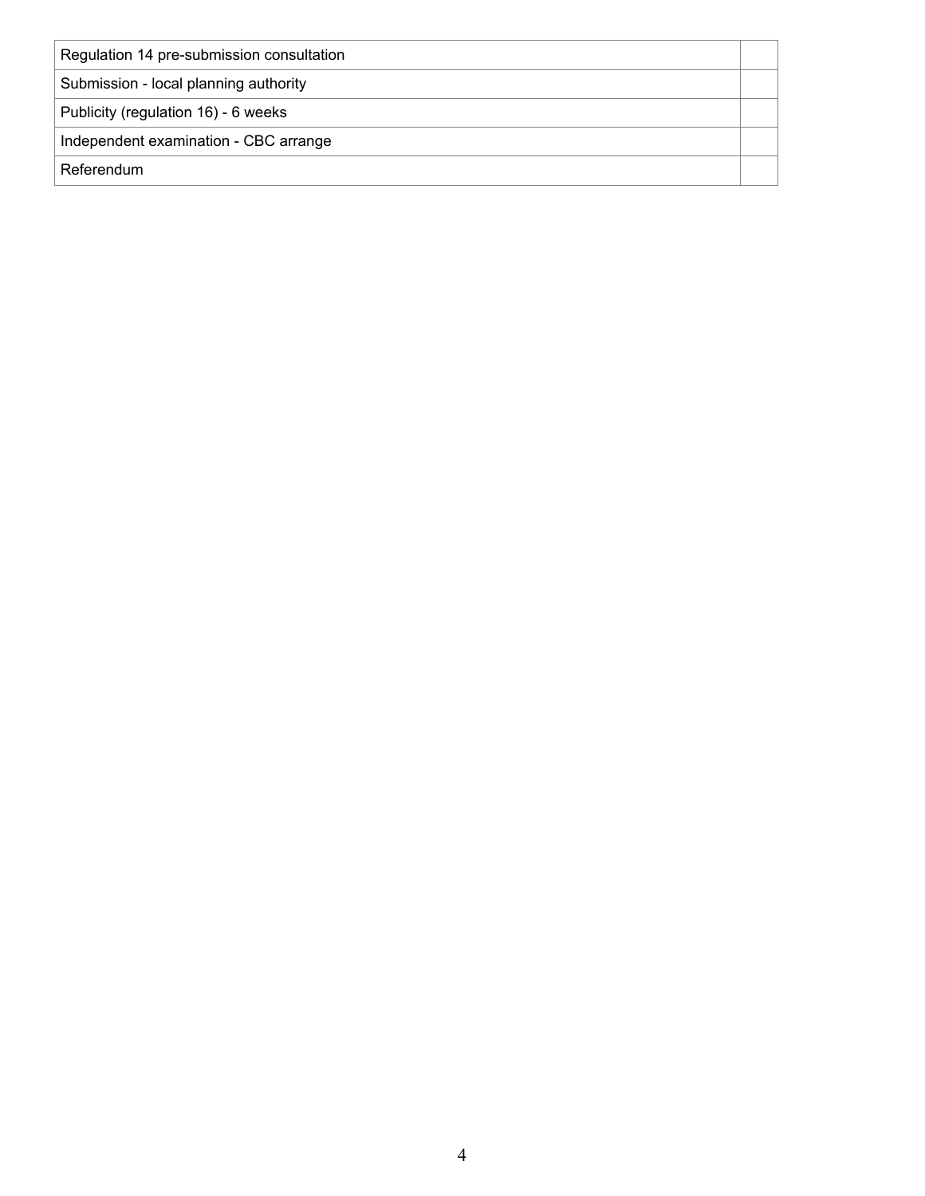| | |
|---|---|
| Regulation 14 pre-submission consultation | |
| Submission - local planning authority | |
| Publicity (regulation 16) - 6 weeks | |
| Independent examination - CBC arrange | |
| Referendum | |